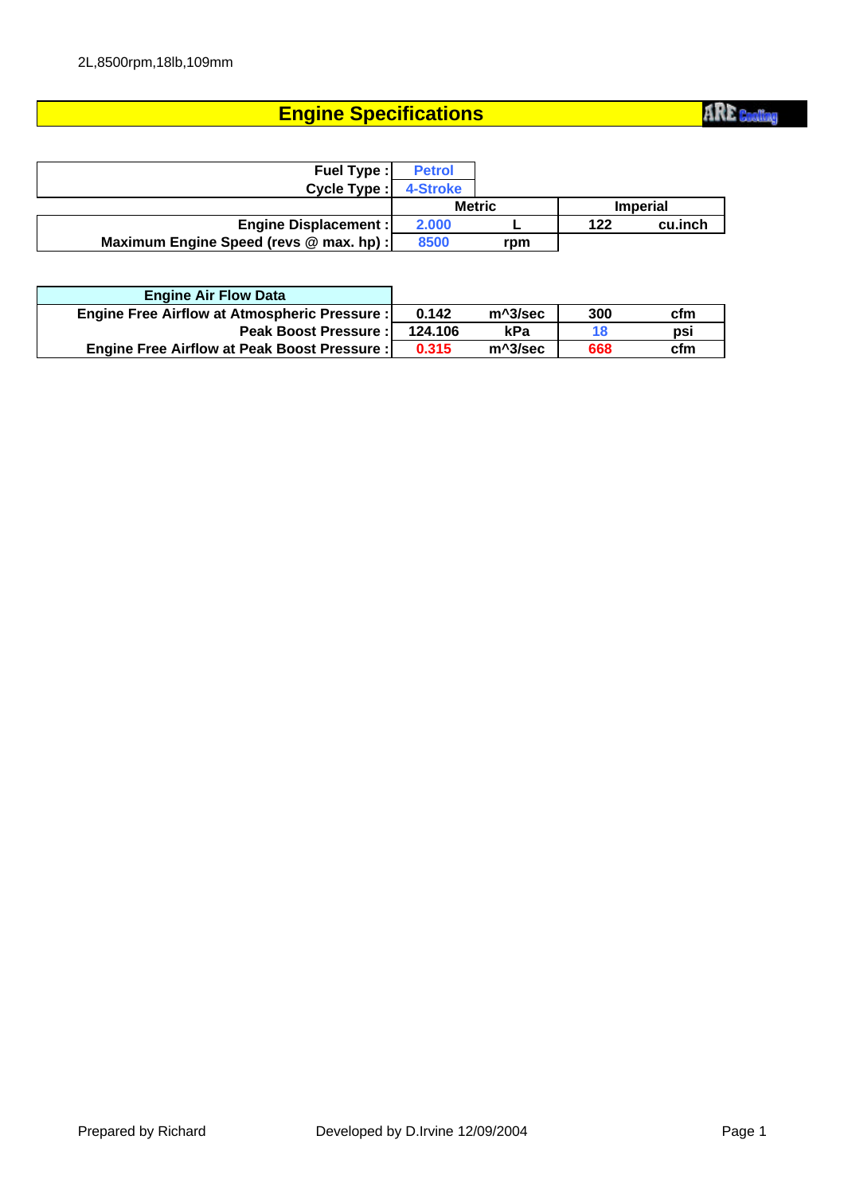2L,8500rpm,18lb,109mm

# Engine Specifications

ARE Cooling

| | Metric | | Imperial | |
|---|---|---|---|---|
| Fuel Type : | Petrol | | | |
| Cycle Type : | 4-Stroke | | | |
| Engine Displacement : | 2.000 | L | 122 | cu.inch |
| Maximum Engine Speed (revs @ max. hp) : | 8500 | rpm | | |

| Engine Air Flow Data | | | | |
|---|---|---|---|---|
| Engine Free Airflow at Atmospheric Pressure : | 0.142 | m^3/sec | 300 | cfm |
| Peak Boost Pressure : | 124.106 | kPa | 18 | psi |
| Engine Free Airflow at Peak Boost Pressure : | 0.315 | m^3/sec | 668 | cfm |

Prepared by Richard

Developed by D.Irvine 12/09/2004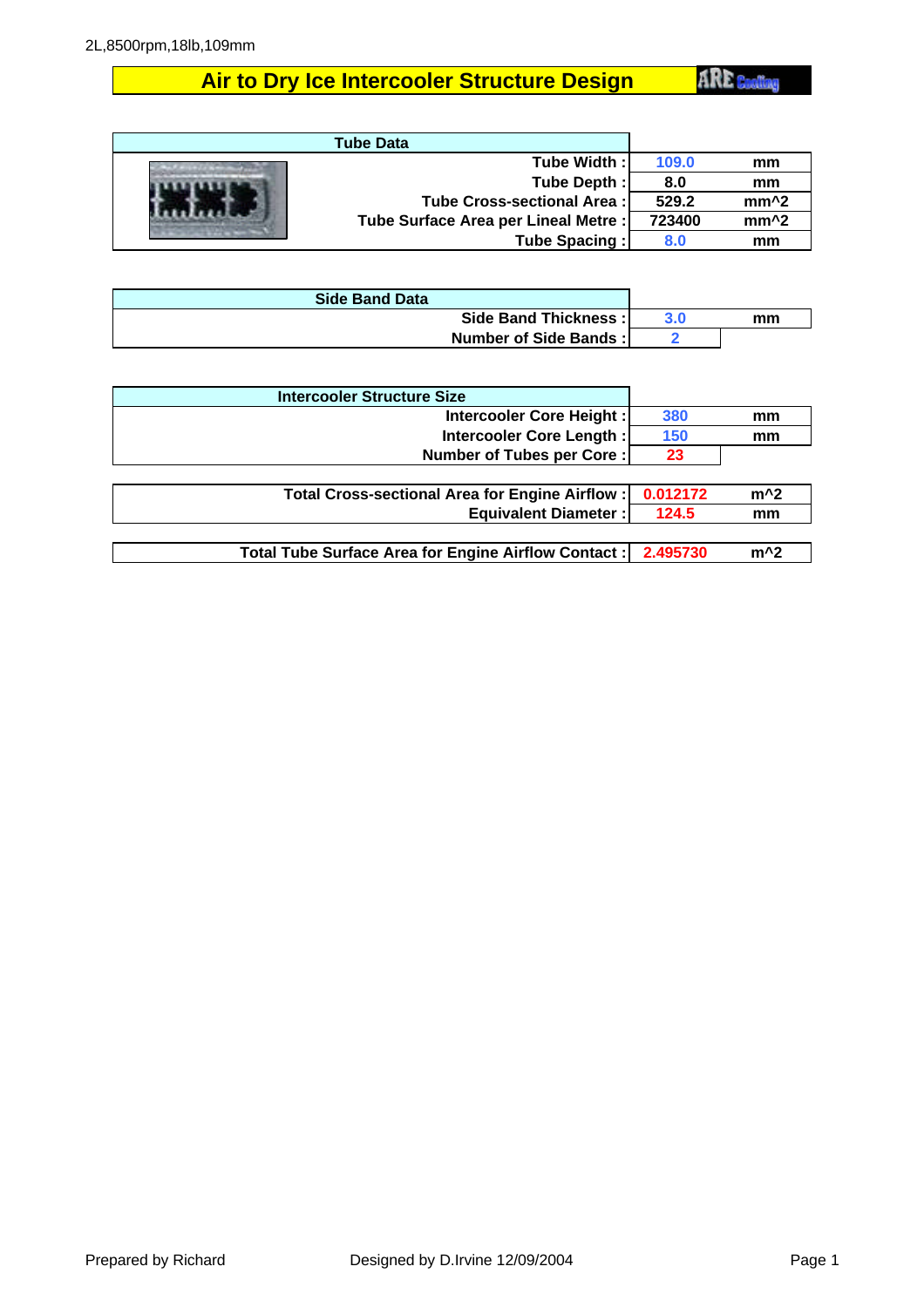2L,8500rpm,18lb,109mm

# Air to Dry Ice Intercooler Structure Design

ARE Cooling

| Tube Data | | |
|---|---|---|
| Tube Width : | 109.0 | mm |
| Tube Depth : | 8.0 | mm |
| Tube Cross-sectional Area : | 529.2 | mm^2 |
| Tube Surface Area per Lineal Metre : | 723400 | mm^2 |
| Tube Spacing : | 8.0 | mm |

| Side Band Data | | |
|---|---|---|
| Side Band Thickness : | 3.0 | mm |
| Number of Side Bands : | 2 | |

| Intercooler Structure Size | | |
|---|---|---|
| Intercooler Core Height : | 380 | mm |
| Intercooler Core Length : | 150 | mm |
| Number of Tubes per Core : | 23 | |

| | | |
|---|---|---|
| Total Cross-sectional Area for Engine Airflow : | 0.012172 | m^2 |
| Equivalent Diameter : | 124.5 | mm |

| | | |
|---|---|---|
| Total Tube Surface Area for Engine Airflow Contact : | 2.495730 | m^2 |

Prepared by Richard

Designed by D.Irvine 12/09/2004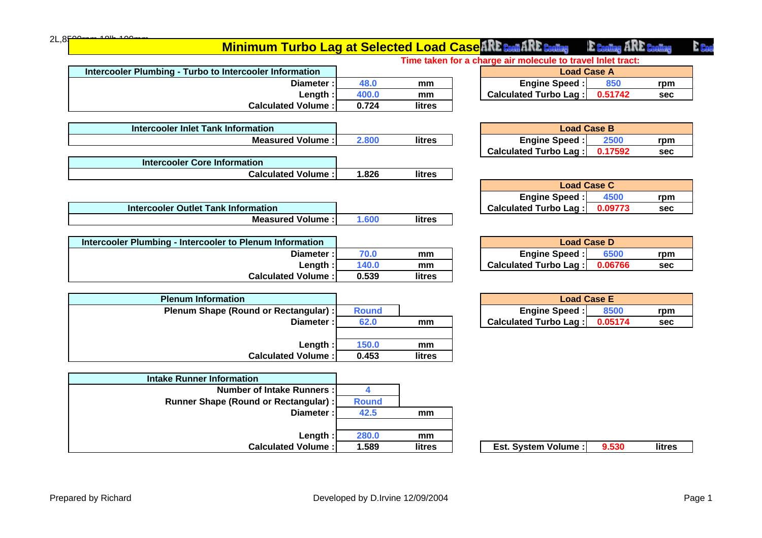2L,8500rpm 18lb 100mm

# Minimum Turbo Lag at Selected Load Case

ARE Cooling ARE Cooling ARE Cooling ARE Cooling ARE Cooling

| Intercooler Plumbing - Turbo to Intercooler Information | | |
|---|---|---|
| Diameter : | 48.0 | mm |
| Length : | 400.0 | mm |
| Calculated Volume : | 0.724 | litres |

| Intercooler Inlet Tank Information | | |
|---|---|---|
| Measured Volume : | 2.800 | litres |

| Intercooler Core Information | | |
|---|---|---|
| Calculated Volume : | 1.826 | litres |

| Intercooler Outlet Tank Information | | |
|---|---|---|
| Measured Volume : | 1.600 | litres |

| Intercooler Plumbing - Intercooler to Plenum Information | | |
|---|---|---|
| Diameter : | 70.0 | mm |
| Length : | 140.0 | mm |
| Calculated Volume : | 0.539 | litres |

| Plenum Information | | |
|---|---|---|
| Plenum Shape (Round or Rectangular) : | Round | |
| Diameter : | 62.0 | mm |
| | | |
| Length : | 150.0 | mm |
| Calculated Volume : | 0.453 | litres |

| Intake Runner Information | | |
|---|---|---|
| Number of Intake Runners : | 4 | |
| Runner Shape (Round or Rectangular) : | Round | |
| Diameter : | 42.5 | mm |
| | | |
| Length : | 280.0 | mm |
| Calculated Volume : | 1.589 | litres |

**Time taken for a charge air molecule to travel Inlet tract:**

| Load Case A | | |
|---|---|---|
| Engine Speed : | 850 | rpm |
| Calculated Turbo Lag : | 0.51742 | sec |

| Load Case B | | |
|---|---|---|
| Engine Speed : | 2500 | rpm |
| Calculated Turbo Lag : | 0.17592 | sec |

| Load Case C | | |
|---|---|---|
| Engine Speed : | 4500 | rpm |
| Calculated Turbo Lag : | 0.09773 | sec |

| Load Case D | | |
|---|---|---|
| Engine Speed : | 6500 | rpm |
| Calculated Turbo Lag : | 0.06766 | sec |

| Load Case E | | |
|---|---|---|
| Engine Speed : | 8500 | rpm |
| Calculated Turbo Lag : | 0.05174 | sec |

| | | |
|---|---|---|
| Est. System Volume : | 9.530 | litres |

Prepared by Richard

Developed by D.Irvine 12/09/2004